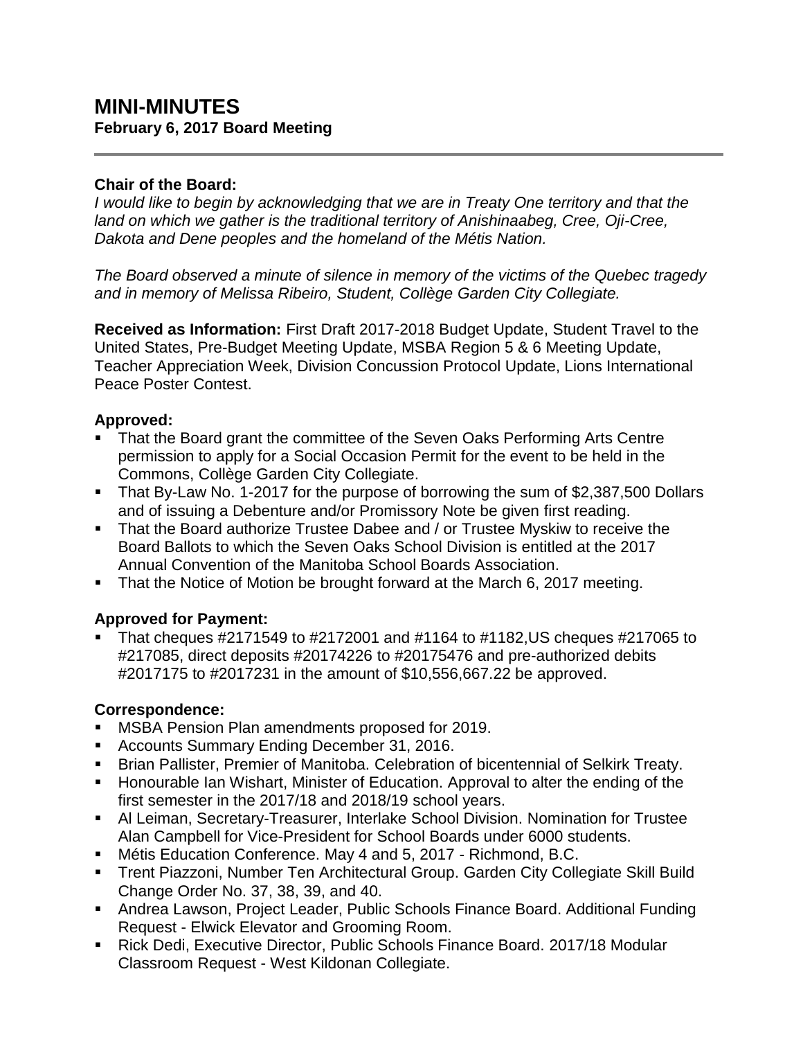# MINI-MINUTES

**February 6, 2017 Board Meeting**

---

**Chair of the Board:**
*I would like to begin by acknowledging that we are in Treaty One territory and that the land on which we gather is the traditional territory of Anishinaabeg, Cree, Oji-Cree, Dakota and Dene peoples and the homeland of the Métis Nation.*

*The Board observed a minute of silence in memory of the victims of the Quebec tragedy and in memory of Melissa Ribeiro, Student, Collège Garden City Collegiate.*

**Received as Information:** First Draft 2017-2018 Budget Update, Student Travel to the United States, Pre-Budget Meeting Update, MSBA Region 5 & 6 Meeting Update, Teacher Appreciation Week, Division Concussion Protocol Update, Lions International Peace Poster Contest.

**Approved:**

- That the Board grant the committee of the Seven Oaks Performing Arts Centre permission to apply for a Social Occasion Permit for the event to be held in the Commons, Collège Garden City Collegiate.
- That By-Law No. 1-2017 for the purpose of borrowing the sum of $2,387,500 Dollars and of issuing a Debenture and/or Promissory Note be given first reading.
- That the Board authorize Trustee Dabee and / or Trustee Myskiw to receive the Board Ballots to which the Seven Oaks School Division is entitled at the 2017 Annual Convention of the Manitoba School Boards Association.
- That the Notice of Motion be brought forward at the March 6, 2017 meeting.

**Approved for Payment:**

- That cheques #2171549 to #2172001 and #1164 to #1182,US cheques #217065 to #217085, direct deposits #20174226 to #20175476 and pre-authorized debits #2017175 to #2017231 in the amount of $10,556,667.22 be approved.

**Correspondence:**

- MSBA Pension Plan amendments proposed for 2019.
- Accounts Summary Ending December 31, 2016.
- Brian Pallister, Premier of Manitoba. Celebration of bicentennial of Selkirk Treaty.
- Honourable Ian Wishart, Minister of Education. Approval to alter the ending of the first semester in the 2017/18 and 2018/19 school years.
- Al Leiman, Secretary-Treasurer, Interlake School Division. Nomination for Trustee Alan Campbell for Vice-President for School Boards under 6000 students.
- Métis Education Conference. May 4 and 5, 2017 - Richmond, B.C.
- Trent Piazzoni, Number Ten Architectural Group. Garden City Collegiate Skill Build Change Order No. 37, 38, 39, and 40.
- Andrea Lawson, Project Leader, Public Schools Finance Board. Additional Funding Request - Elwick Elevator and Grooming Room.
- Rick Dedi, Executive Director, Public Schools Finance Board. 2017/18 Modular Classroom Request - West Kildonan Collegiate.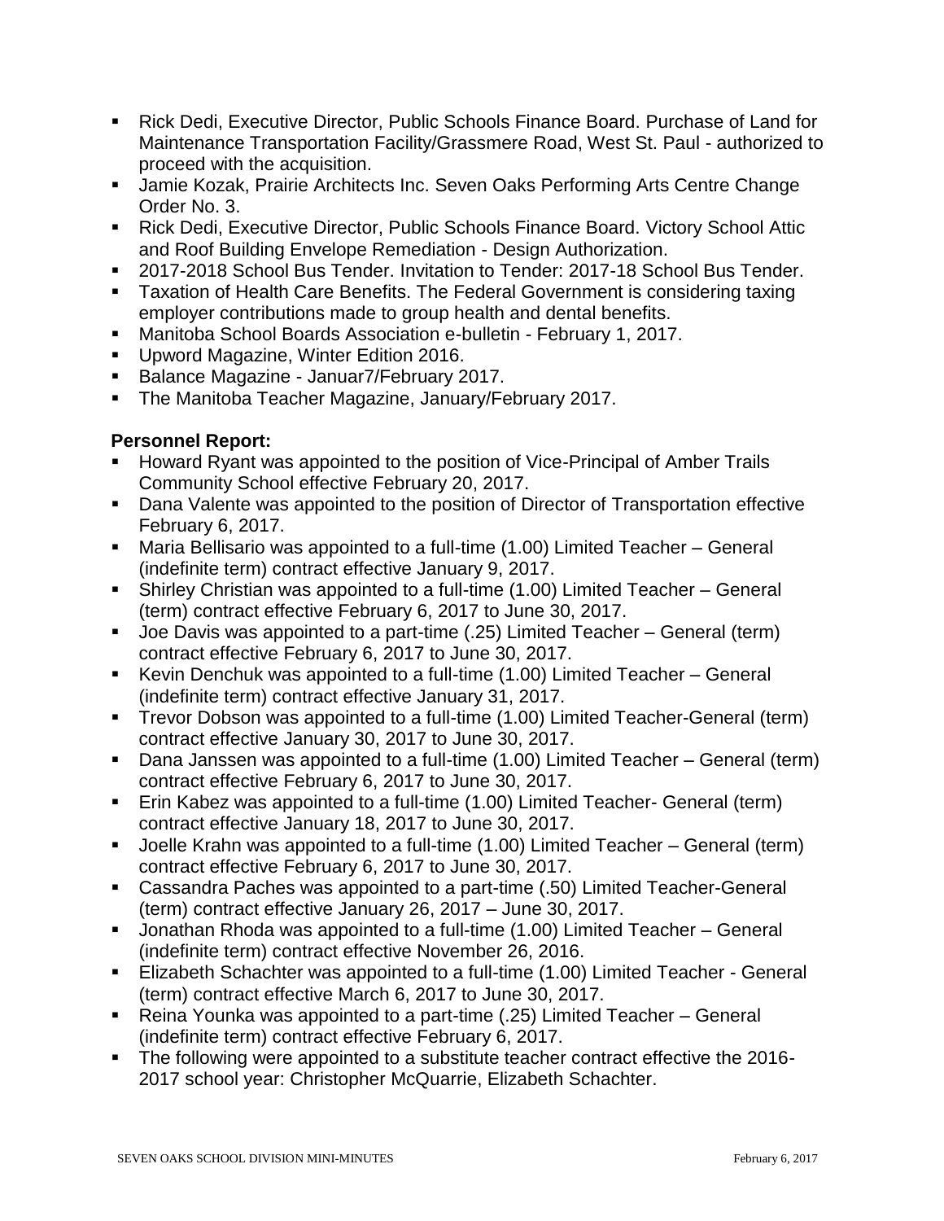- Rick Dedi, Executive Director, Public Schools Finance Board. Purchase of Land for Maintenance Transportation Facility/Grassmere Road, West St. Paul - authorized to proceed with the acquisition.
- Jamie Kozak, Prairie Architects Inc. Seven Oaks Performing Arts Centre Change Order No. 3.
- Rick Dedi, Executive Director, Public Schools Finance Board. Victory School Attic and Roof Building Envelope Remediation - Design Authorization.
- 2017-2018 School Bus Tender. Invitation to Tender: 2017-18 School Bus Tender.
- Taxation of Health Care Benefits. The Federal Government is considering taxing employer contributions made to group health and dental benefits.
- Manitoba School Boards Association e-bulletin - February 1, 2017.
- Upword Magazine, Winter Edition 2016.
- Balance Magazine - Januar7/February 2017.
- The Manitoba Teacher Magazine, January/February 2017.

**Personnel Report:**

- Howard Ryant was appointed to the position of Vice-Principal of Amber Trails Community School effective February 20, 2017.
- Dana Valente was appointed to the position of Director of Transportation effective February 6, 2017.
- Maria Bellisario was appointed to a full-time (1.00) Limited Teacher – General (indefinite term) contract effective January 9, 2017.
- Shirley Christian was appointed to a full-time (1.00) Limited Teacher – General (term) contract effective February 6, 2017 to June 30, 2017.
- Joe Davis was appointed to a part-time (.25) Limited Teacher – General (term) contract effective February 6, 2017 to June 30, 2017.
- Kevin Denchuk was appointed to a full-time (1.00) Limited Teacher – General (indefinite term) contract effective January 31, 2017.
- Trevor Dobson was appointed to a full-time (1.00) Limited Teacher-General (term) contract effective January 30, 2017 to June 30, 2017.
- Dana Janssen was appointed to a full-time (1.00) Limited Teacher – General (term) contract effective February 6, 2017 to June 30, 2017.
- Erin Kabez was appointed to a full-time (1.00) Limited Teacher- General (term) contract effective January 18, 2017 to June 30, 2017.
- Joelle Krahn was appointed to a full-time (1.00) Limited Teacher – General (term) contract effective February 6, 2017 to June 30, 2017.
- Cassandra Paches was appointed to a part-time (.50) Limited Teacher-General (term) contract effective January 26, 2017 – June 30, 2017.
- Jonathan Rhoda was appointed to a full-time (1.00) Limited Teacher – General (indefinite term) contract effective November 26, 2016.
- Elizabeth Schachter was appointed to a full-time (1.00) Limited Teacher - General (term) contract effective March 6, 2017 to June 30, 2017.
- Reina Younka was appointed to a part-time (.25) Limited Teacher – General (indefinite term) contract effective February 6, 2017.
- The following were appointed to a substitute teacher contract effective the 2016-2017 school year: Christopher McQuarrie, Elizabeth Schachter.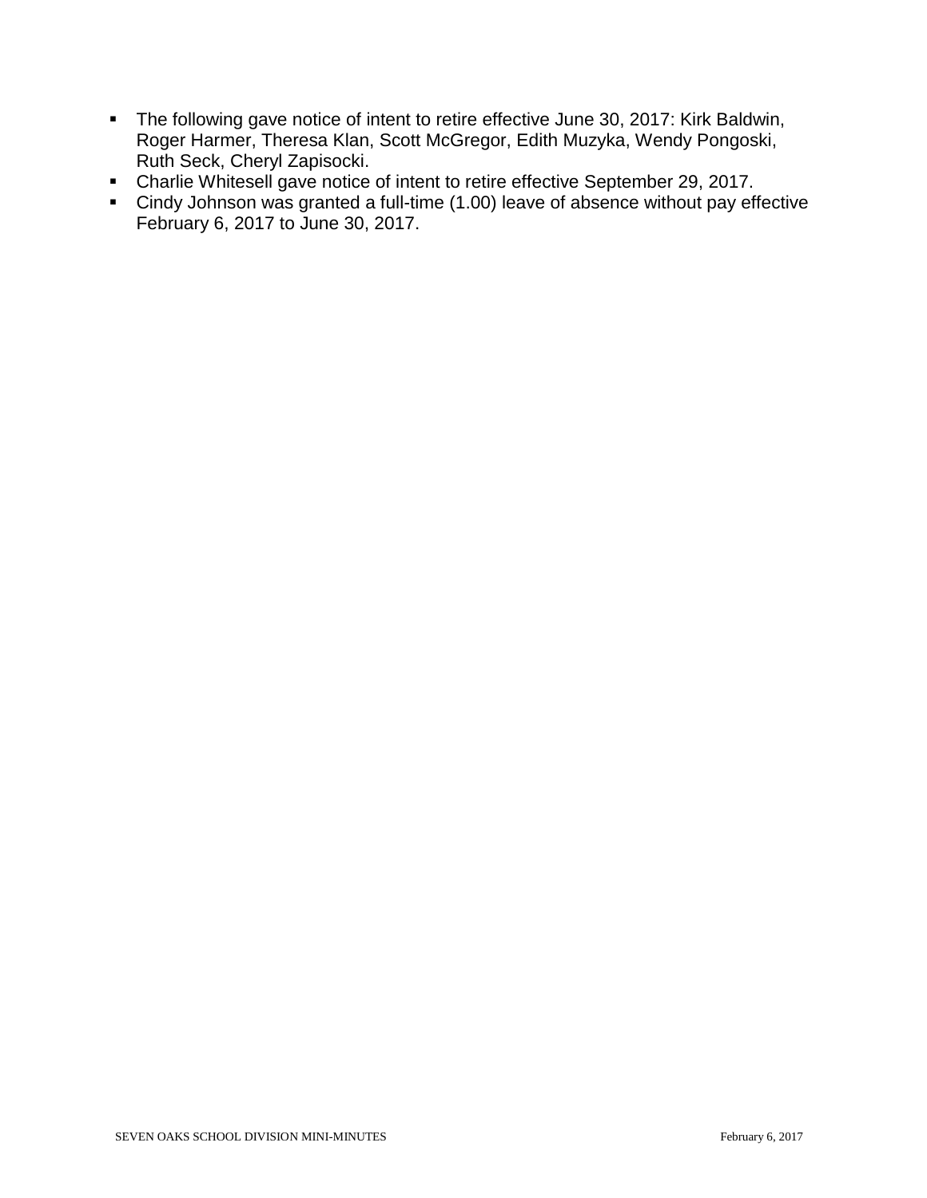- The following gave notice of intent to retire effective June 30, 2017: Kirk Baldwin, Roger Harmer, Theresa Klan, Scott McGregor, Edith Muzyka, Wendy Pongoski, Ruth Seck, Cheryl Zapisocki.
- Charlie Whitesell gave notice of intent to retire effective September 29, 2017.
- Cindy Johnson was granted a full-time (1.00) leave of absence without pay effective February 6, 2017 to June 30, 2017.